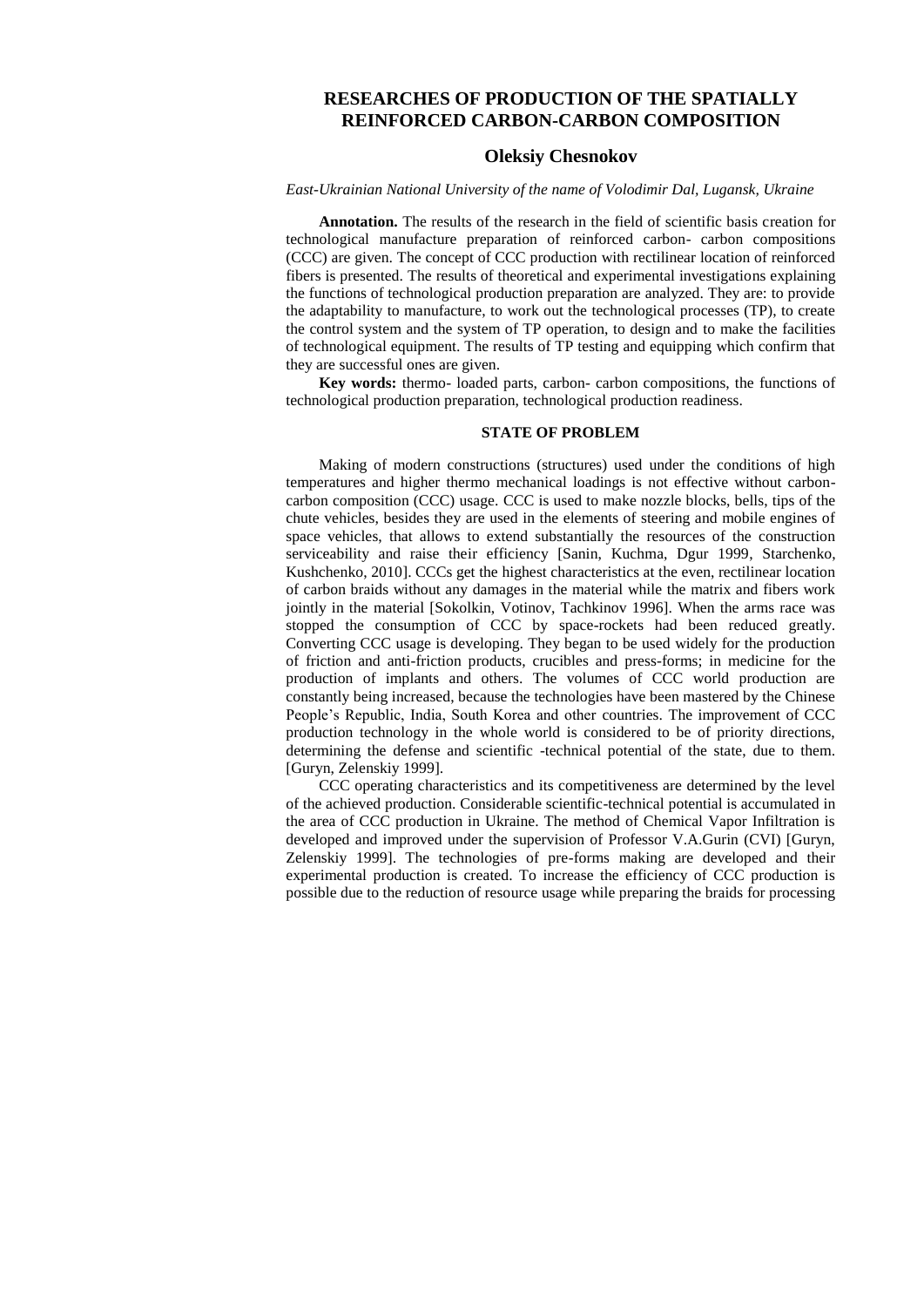# RESEARCHES OF PRODUCTION OF THE SPATIALLY REINFORCED CARBON-CARBON COMPOSITION

## Oleksiy Chesnokov

*East-Ukrainian National University of the name of Volodimir Dal, Lugansk, Ukraine*

**Annotation.** The results of the research in the field of scientific basis creation for technological manufacture preparation of reinforced carbon- carbon compositions (CCC) are given. The concept of CCC production with rectilinear location of reinforced fibers is presented. The results of theoretical and experimental investigations explaining the functions of technological production preparation are analyzed. They are: to provide the adaptability to manufacture, to work out the technological processes (TP), to create the control system and the system of TP operation, to design and to make the facilities of technological equipment. The results of TP testing and equipping which confirm that they are successful ones are given.

**Key words:** thermo- loaded parts, carbon- carbon compositions, the functions of technological production preparation, technological production readiness.

### STATE OF PROBLEM

Making of modern constructions (structures) used under the conditions of high temperatures and higher thermo mechanical loadings is not effective without carbon-carbon composition (CCC) usage. CCC is used to make nozzle blocks, bells, tips of the chute vehicles, besides they are used in the elements of steering and mobile engines of space vehicles, that allows to extend substantially the resources of the construction serviceability and raise their efficiency [Sanin, Kuchma, Dgur 1999, Starchenko, Kushchenko, 2010]. CCCs get the highest characteristics at the even, rectilinear location of carbon braids without any damages in the material while the matrix and fibers work jointly in the material [Sokolkin, Votinov, Tachkinov 1996]. When the arms race was stopped the consumption of CCC by space-rockets had been reduced greatly. Converting CCC usage is developing. They began to be used widely for the production of friction and anti-friction products, crucibles and press-forms; in medicine for the production of implants and others. The volumes of CCC world production are constantly being increased, because the technologies have been mastered by the Chinese People's Republic, India, South Korea and other countries. The improvement of CCC production technology in the whole world is considered to be of priority directions, determining the defense and scientific -technical potential of the state, due to them. [Guryn, Zelenskiy 1999].

CCC operating characteristics and its competitiveness are determined by the level of the achieved production. Considerable scientific-technical potential is accumulated in the area of CCC production in Ukraine. The method of Chemical Vapor Infiltration is developed and improved under the supervision of Professor V.A.Gurin (CVI) [Guryn, Zelenskiy 1999]. The technologies of pre-forms making are developed and their experimental production is created. To increase the efficiency of CCC production is possible due to the reduction of resource usage while preparing the braids for processing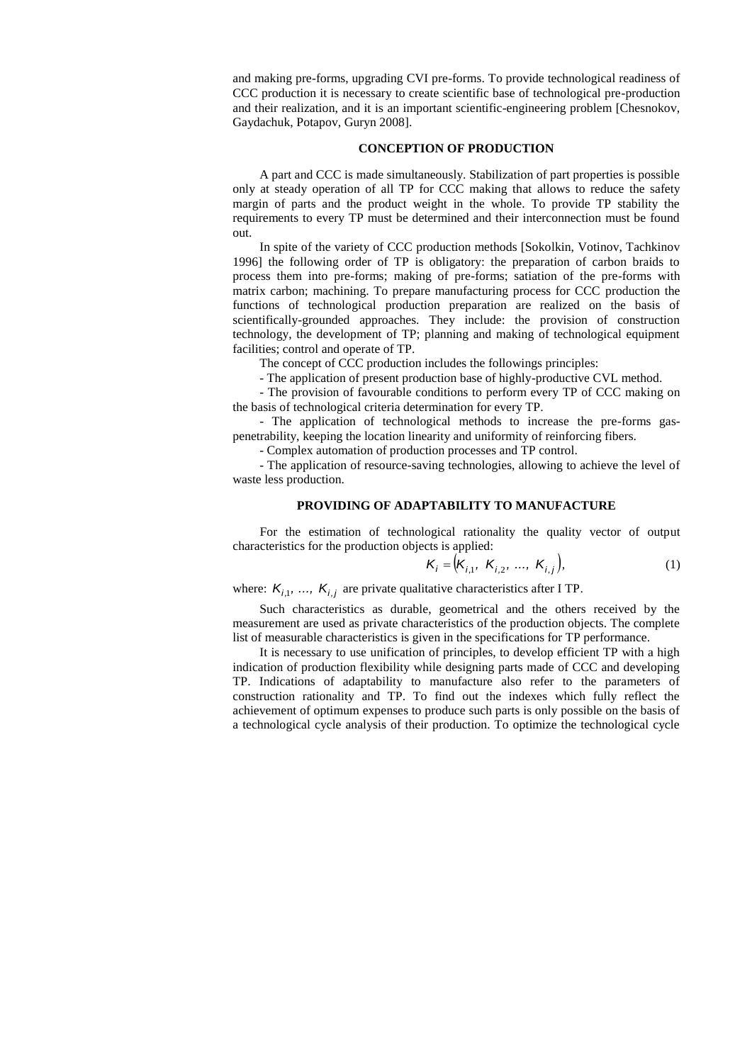and making pre-forms, upgrading CVI pre-forms. To provide technological readiness of CCC production it is necessary to create scientific base of technological pre-production and their realization, and it is an important scientific-engineering problem [Chesnokov, Gaydachuk, Potapov, Guryn 2008].

## CONCEPTION OF PRODUCTION

A part and CCC is made simultaneously. Stabilization of part properties is possible only at steady operation of all TP for CCC making that allows to reduce the safety margin of parts and the product weight in the whole. To provide TP stability the requirements to every TP must be determined and their interconnection must be found out.

In spite of the variety of CCC production methods [Sokolkin, Votinov, Tachkinov 1996] the following order of TP is obligatory: the preparation of carbon braids to process them into pre-forms; making of pre-forms; satiation of the pre-forms with matrix carbon; machining. To prepare manufacturing process for CCC production the functions of technological production preparation are realized on the basis of scientifically-grounded approaches. They include: the provision of construction technology, the development of TP; planning and making of technological equipment facilities; control and operate of TP.

The concept of CCC production includes the followings principles:

- The application of present production base of highly-productive CVL method.
- The provision of favourable conditions to perform every TP of CCC making on the basis of technological criteria determination for every TP.
- The application of technological methods to increase the pre-forms gas-penetrability, keeping the location linearity and uniformity of reinforcing fibers.
- Complex automation of production processes and TP control.
- The application of resource-saving technologies, allowing to achieve the level of waste less production.

## PROVIDING OF ADAPTABILITY TO MANUFACTURE

For the estimation of technological rationality the quality vector of output characteristics for the production objects is applied:

$$K_i = \left(K_{i,1},\ K_{i,2},\ \dots,\ K_{i,j}\right), \tag{1}$$

where: $K_{i,1}, \dots, K_{i,j}$ are private qualitative characteristics after I TP.

Such characteristics as durable, geometrical and the others received by the measurement are used as private characteristics of the production objects. The complete list of measurable characteristics is given in the specifications for TP performance.

It is necessary to use unification of principles, to develop efficient TP with a high indication of production flexibility while designing parts made of CCC and developing TP. Indications of adaptability to manufacture also refer to the parameters of construction rationality and TP. To find out the indexes which fully reflect the achievement of optimum expenses to produce such parts is only possible on the basis of a technological cycle analysis of their production. To optimize the technological cycle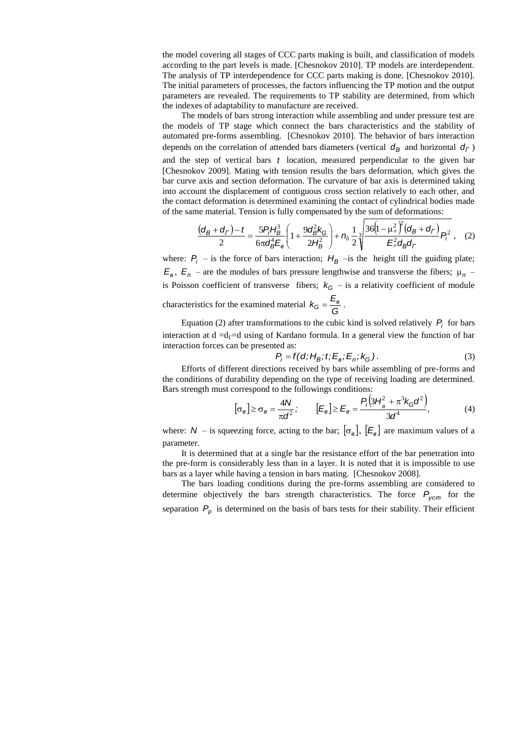the model covering all stages of CCC parts making is built, and classification of models according to the part levels is made. [Chesnokov 2010]. TP models are interdependent. The analysis of TP interdependence for CCC parts making is done. [Chesnokov 2010]. The initial parameters of processes, the factors influencing the TP motion and the output parameters are revealed. The requirements to TP stability are determined, from which the indexes of adaptability to manufacture are received.

The models of bars strong interaction while assembling and under pressure test are the models of TP stage which connect the bars characteristics and the stability of automated pre-forms assembling. [Chesnokov 2010]. The behavior of bars interaction depends on the correlation of attended bars diameters (vertical $d_B$ and horizontal $d_\Gamma$) and the step of vertical bars $t$ location, measured perpendicular to the given bar [Chesnokov 2009]. Mating with tension results the bars deformation, which gives the bar curve axis and section deformation. The curvature of bar axis is determined taking into account the displacement of contiguous cross section relatively to each other, and the contact deformation is determined examining the contact of cylindrical bodies made of the same material. Tension is fully compensated by the sum of deformations:

$$\frac{(d_B + d_\Gamma) - t}{2} = \frac{5P_i H_B^3}{6\pi d_B^4 E_в}\left(1 + \frac{9d_B^2 k_G}{2H_B^2}\right) + n_\delta \frac{1}{2}\sqrt[3]{\frac{36\left(1-\mu_п^2\right)^2 (d_B + d_\Gamma)}{E_п^2 d_B d_\Gamma} P_i^2}, \quad (2)$$

where: $P_i$ – is the force of bars interaction; $H_B$ –is the height till the guiding plate; $E_в$, $E_п$ – are the modules of bars pressure lengthwise and transverse the fibers; $\mu_п$ – is Poisson coefficient of transverse fibers; $k_G$ – is a relativity coefficient of module characteristics for the examined material $k_G = \dfrac{E_в}{G}$.

Equation (2) after transformations to the cubic kind is solved relatively $P_i$ for bars interaction at $d = d_\Gamma = d$ using of Kardano formula. In a general view the function of bar interaction forces can be presented as:

$$P_i = f(d; H_B; t; E_в; E_п; k_G). \quad (3)$$

Efforts of different directions received by bars while assembling of pre-forms and the conditions of durability depending on the type of receiving loading are determined. Bars strength must correspond to the followings conditions:

$$[\sigma_в] \geq \sigma_в = \frac{4N}{\pi d^2}; \qquad [E_в] \geq E_в = \frac{P_i\left(3H_в^2 + \pi^3 k_G d^2\right)}{3d^4}, \quad (4)$$

where: $N$ – is squeezing force, acting to the bar; $[\sigma_в]$, $[E_в]$ are maximum values of a parameter.

It is determined that at a single bar the resistance effort of the bar penetration into the pre-form is considerably less than in a layer. It is noted that it is impossible to use bars as a layer while having a tension in bars mating. [Chesnokov 2008].

The bars loading conditions during the pre-forms assembling are considered to determine objectively the bars strength characteristics. The force $P_{уст}$ for the separation $P_р$ is determined on the basis of bars tests for their stability. Their efficient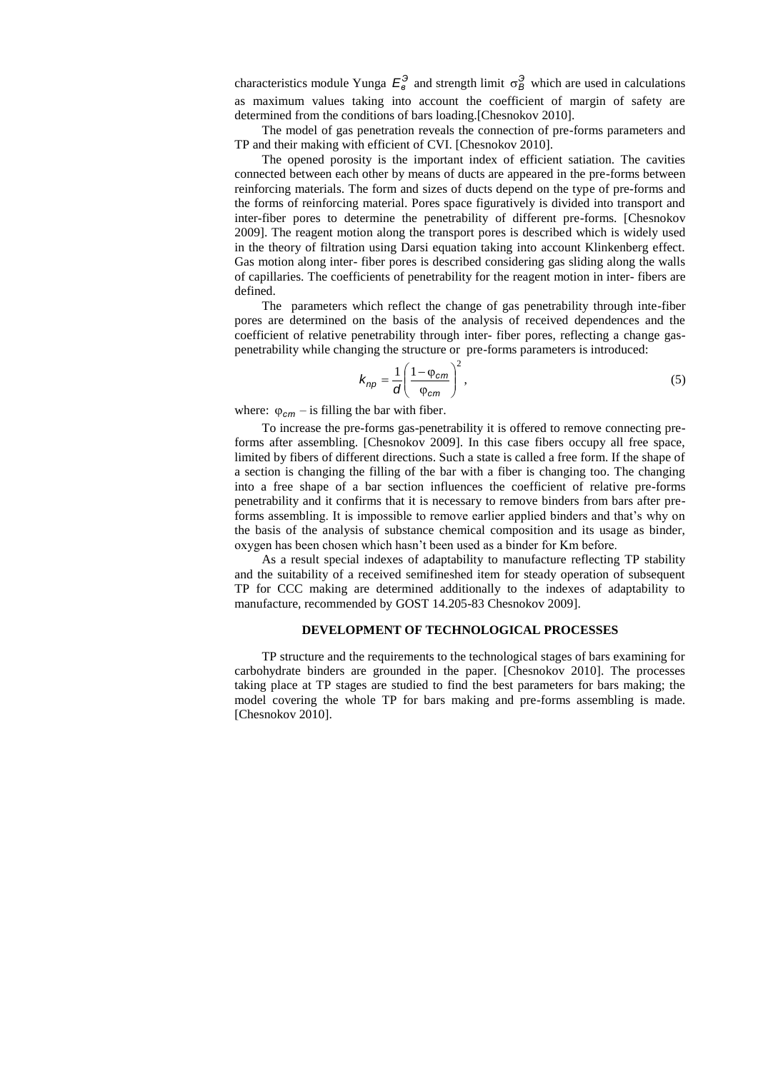characteristics module Yunga $E_{в}^{Э}$ and strength limit $\sigma_{B}^{Э}$ which are used in calculations as maximum values taking into account the coefficient of margin of safety are determined from the conditions of bars loading.[Chesnokov 2010].

The model of gas penetration reveals the connection of pre-forms parameters and TP and their making with efficient of CVI. [Chesnokov 2010].

The opened porosity is the important index of efficient satiation. The cavities connected between each other by means of ducts are appeared in the pre-forms between reinforcing materials. The form and sizes of ducts depend on the type of pre-forms and the forms of reinforcing material. Pores space figuratively is divided into transport and inter-fiber pores to determine the penetrability of different pre-forms. [Chesnokov 2009]. The reagent motion along the transport pores is described which is widely used in the theory of filtration using Darsi equation taking into account Klinkenberg effect. Gas motion along inter- fiber pores is described considering gas sliding along the walls of capillaries. The coefficients of penetrability for the reagent motion in inter- fibers are defined.

The parameters which reflect the change of gas penetrability through inte-fiber pores are determined on the basis of the analysis of received dependences and the coefficient of relative penetrability through inter- fiber pores, reflecting a change gas-penetrability while changing the structure or pre-forms parameters is introduced:

$$k_{np} = \frac{1}{d}\left(\frac{1-\varphi_{cm}}{\varphi_{cm}}\right)^{2}, \tag{5}$$

where: $\varphi_{cm}$ – is filling the bar with fiber.

To increase the pre-forms gas-penetrability it is offered to remove connecting pre-forms after assembling. [Chesnokov 2009]. In this case fibers occupy all free space, limited by fibers of different directions. Such a state is called a free form. If the shape of a section is changing the filling of the bar with a fiber is changing too. The changing into a free shape of a bar section influences the coefficient of relative pre-forms penetrability and it confirms that it is necessary to remove binders from bars after pre-forms assembling. It is impossible to remove earlier applied binders and that's why on the basis of the analysis of substance chemical composition and its usage as binder, oxygen has been chosen which hasn't been used as a binder for Km before.

As a result special indexes of adaptability to manufacture reflecting TP stability and the suitability of a received semifineshed item for steady operation of subsequent TP for CCC making are determined additionally to the indexes of adaptability to manufacture, recommended by GOST 14.205-83 Chesnokov 2009].

## DEVELOPMENT OF TECHNOLOGICAL PROCESSES

TP structure and the requirements to the technological stages of bars examining for carbohydrate binders are grounded in the paper. [Chesnokov 2010]. The processes taking place at TP stages are studied to find the best parameters for bars making; the model covering the whole TP for bars making and pre-forms assembling is made. [Chesnokov 2010].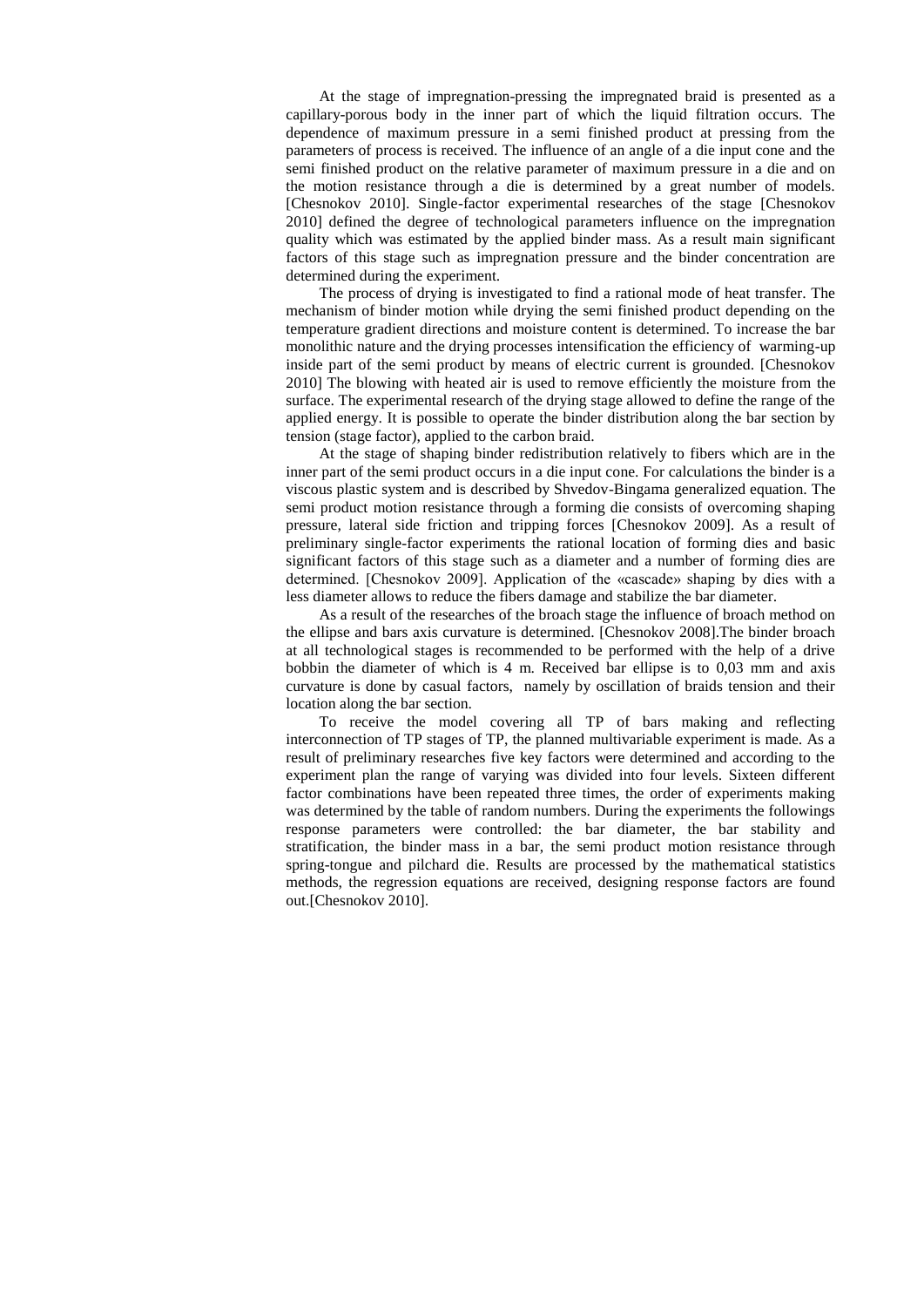At the stage of impregnation-pressing the impregnated braid is presented as a capillary-porous body in the inner part of which the liquid filtration occurs. The dependence of maximum pressure in a semi finished product at pressing from the parameters of process is received. The influence of an angle of a die input cone and the semi finished product on the relative parameter of maximum pressure in a die and on the motion resistance through a die is determined by a great number of models. [Chesnokov 2010]. Single-factor experimental researches of the stage [Chesnokov 2010] defined the degree of technological parameters influence on the impregnation quality which was estimated by the applied binder mass. As a result main significant factors of this stage such as impregnation pressure and the binder concentration are determined during the experiment.

The process of drying is investigated to find a rational mode of heat transfer. The mechanism of binder motion while drying the semi finished product depending on the temperature gradient directions and moisture content is determined. To increase the bar monolithic nature and the drying processes intensification the efficiency of warming-up inside part of the semi product by means of electric current is grounded. [Chesnokov 2010] The blowing with heated air is used to remove efficiently the moisture from the surface. The experimental research of the drying stage allowed to define the range of the applied energy. It is possible to operate the binder distribution along the bar section by tension (stage factor), applied to the carbon braid.

At the stage of shaping binder redistribution relatively to fibers which are in the inner part of the semi product occurs in a die input cone. For calculations the binder is a viscous plastic system and is described by Shvedov-Bingama generalized equation. The semi product motion resistance through a forming die consists of overcoming shaping pressure, lateral side friction and tripping forces [Chesnokov 2009]. As a result of preliminary single-factor experiments the rational location of forming dies and basic significant factors of this stage such as a diameter and a number of forming dies are determined. [Chesnokov 2009]. Application of the «cascade» shaping by dies with a less diameter allows to reduce the fibers damage and stabilize the bar diameter.

As a result of the researches of the broach stage the influence of broach method on the ellipse and bars axis curvature is determined. [Chesnokov 2008].The binder broach at all technological stages is recommended to be performed with the help of a drive bobbin the diameter of which is 4 m. Received bar ellipse is to 0,03 mm and axis curvature is done by casual factors, namely by oscillation of braids tension and their location along the bar section.

To receive the model covering all TP of bars making and reflecting interconnection of TP stages of TP, the planned multivariable experiment is made. As a result of preliminary researches five key factors were determined and according to the experiment plan the range of varying was divided into four levels. Sixteen different factor combinations have been repeated three times, the order of experiments making was determined by the table of random numbers. During the experiments the followings response parameters were controlled: the bar diameter, the bar stability and stratification, the binder mass in a bar, the semi product motion resistance through spring-tongue and pilchard die. Results are processed by the mathematical statistics methods, the regression equations are received, designing response factors are found out.[Chesnokov 2010].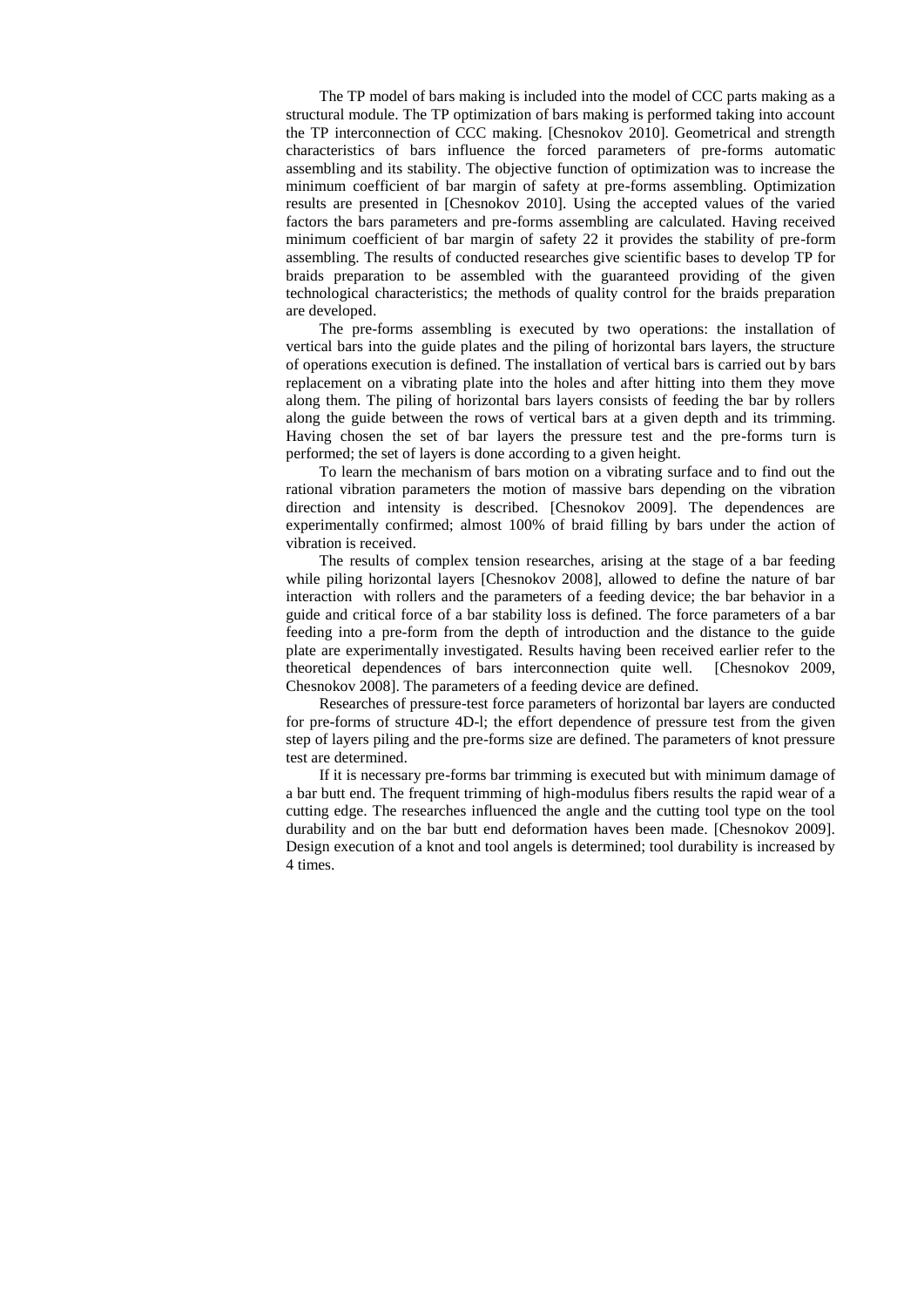The TP model of bars making is included into the model of CCC parts making as a structural module. The TP optimization of bars making is performed taking into account the TP interconnection of CCC making. [Chesnokov 2010]. Geometrical and strength characteristics of bars influence the forced parameters of pre-forms automatic assembling and its stability. The objective function of optimization was to increase the minimum coefficient of bar margin of safety at pre-forms assembling. Optimization results are presented in [Chesnokov 2010]. Using the accepted values of the varied factors the bars parameters and pre-forms assembling are calculated. Having received minimum coefficient of bar margin of safety 22 it provides the stability of pre-form assembling. The results of conducted researches give scientific bases to develop TP for braids preparation to be assembled with the guaranteed providing of the given technological characteristics; the methods of quality control for the braids preparation are developed.

The pre-forms assembling is executed by two operations: the installation of vertical bars into the guide plates and the piling of horizontal bars layers, the structure of operations execution is defined. The installation of vertical bars is carried out by bars replacement on a vibrating plate into the holes and after hitting into them they move along them. The piling of horizontal bars layers consists of feeding the bar by rollers along the guide between the rows of vertical bars at a given depth and its trimming. Having chosen the set of bar layers the pressure test and the pre-forms turn is performed; the set of layers is done according to a given height.

To learn the mechanism of bars motion on a vibrating surface and to find out the rational vibration parameters the motion of massive bars depending on the vibration direction and intensity is described. [Chesnokov 2009]. The dependences are experimentally confirmed; almost 100% of braid filling by bars under the action of vibration is received.

The results of complex tension researches, arising at the stage of a bar feeding while piling horizontal layers [Chesnokov 2008], allowed to define the nature of bar interaction with rollers and the parameters of a feeding device; the bar behavior in a guide and critical force of a bar stability loss is defined. The force parameters of a bar feeding into a pre-form from the depth of introduction and the distance to the guide plate are experimentally investigated. Results having been received earlier refer to the theoretical dependences of bars interconnection quite well. [Chesnokov 2009, Chesnokov 2008]. The parameters of a feeding device are defined.

Researches of pressure-test force parameters of horizontal bar layers are conducted for pre-forms of structure 4D-l; the effort dependence of pressure test from the given step of layers piling and the pre-forms size are defined. The parameters of knot pressure test are determined.

If it is necessary pre-forms bar trimming is executed but with minimum damage of a bar butt end. The frequent trimming of high-modulus fibers results the rapid wear of a cutting edge. The researches influenced the angle and the cutting tool type on the tool durability and on the bar butt end deformation haves been made. [Chesnokov 2009]. Design execution of a knot and tool angels is determined; tool durability is increased by 4 times.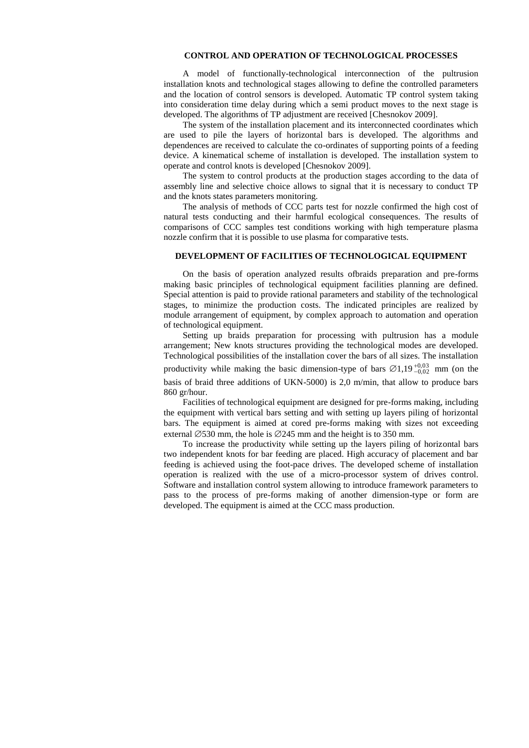## CONTROL AND OPERATION OF TECHNOLOGICAL PROCESSES

A model of functionally-technological interconnection of the pultrusion installation knots and technological stages allowing to define the controlled parameters and the location of control sensors is developed. Automatic TP control system taking into consideration time delay during which a semi product moves to the next stage is developed. The algorithms of TP adjustment are received [Chesnokov 2009].

The system of the installation placement and its interconnected coordinates which are used to pile the layers of horizontal bars is developed. The algorithms and dependences are received to calculate the co-ordinates of supporting points of a feeding device. A kinematical scheme of installation is developed. The installation system to operate and control knots is developed [Chesnokov 2009].

The system to control products at the production stages according to the data of assembly line and selective choice allows to signal that it is necessary to conduct TP and the knots states parameters monitoring.

The analysis of methods of CCC parts test for nozzle confirmed the high cost of natural tests conducting and their harmful ecological consequences. The results of comparisons of CCC samples test conditions working with high temperature plasma nozzle confirm that it is possible to use plasma for comparative tests.

## DEVELOPMENT OF FACILITIES OF TECHNOLOGICAL EQUIPMENT

On the basis of operation analyzed results ofbraids preparation and pre-forms making basic principles of technological equipment facilities planning are defined. Special attention is paid to provide rational parameters and stability of the technological stages, to minimize the production costs. The indicated principles are realized by module arrangement of equipment, by complex approach to automation and operation of technological equipment.

Setting up braids preparation for processing with pultrusion has a module arrangement; New knots structures providing the technological modes are developed. Technological possibilities of the installation cover the bars of all sizes. The installation productivity while making the basic dimension-type of bars $\varnothing 1{,}19^{+0{,}03}_{-0{,}02}$ mm (on the basis of braid three additions of UKN-5000) is 2,0 m/min, that allow to produce bars 860 gr/hour.

Facilities of technological equipment are designed for pre-forms making, including the equipment with vertical bars setting and with setting up layers piling of horizontal bars. The equipment is aimed at cored pre-forms making with sizes not exceeding external $\varnothing$530 mm, the hole is $\varnothing$245 mm and the height is to 350 mm.

To increase the productivity while setting up the layers piling of horizontal bars two independent knots for bar feeding are placed. High accuracy of placement and bar feeding is achieved using the foot-pace drives. The developed scheme of installation operation is realized with the use of a micro-processor system of drives control. Software and installation control system allowing to introduce framework parameters to pass to the process of pre-forms making of another dimension-type or form are developed. The equipment is aimed at the CCC mass production.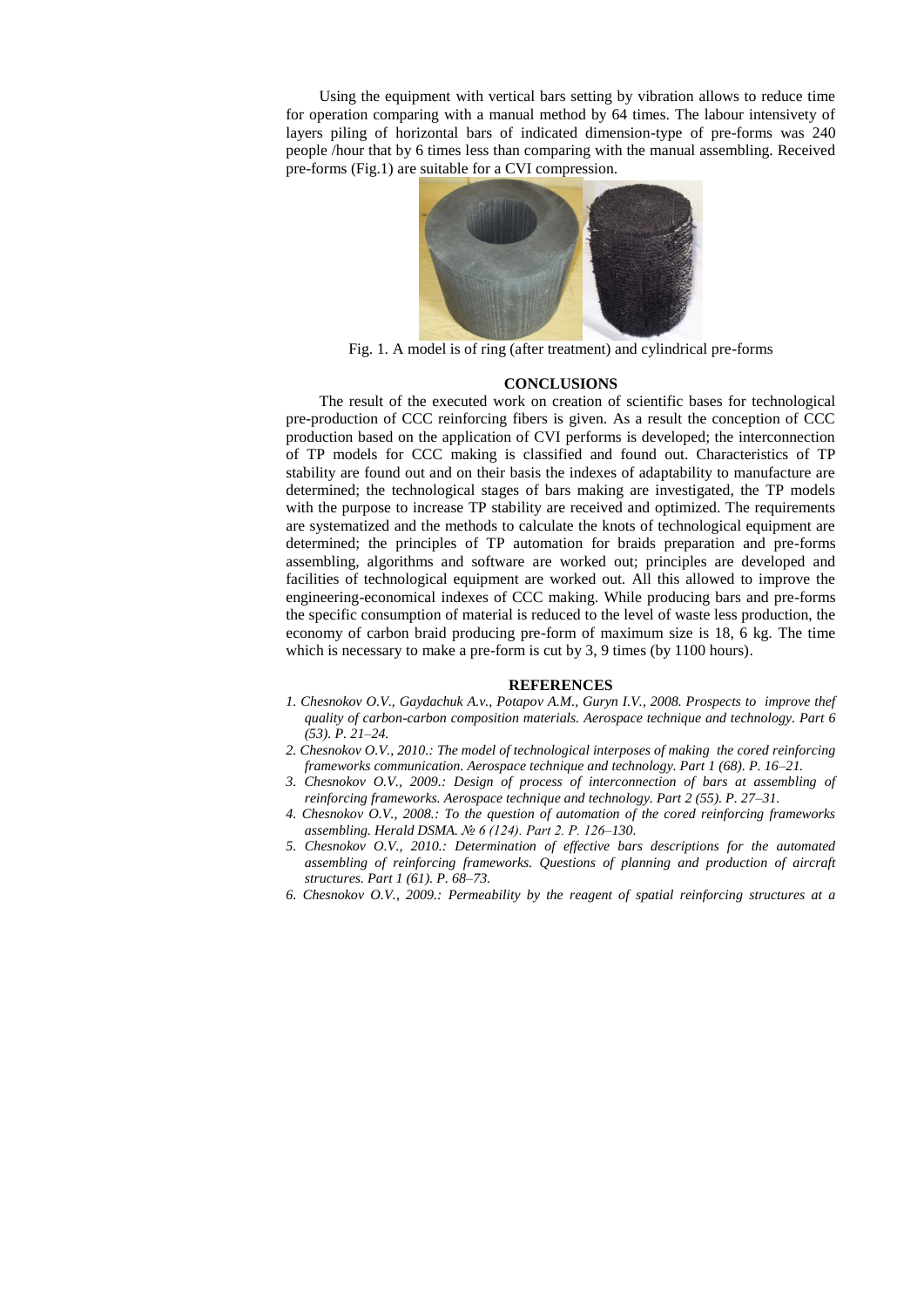Using the equipment with vertical bars setting by vibration allows to reduce time for operation comparing with a manual method by 64 times. The labour intensivety of layers piling of horizontal bars of indicated dimension-type of pre-forms was 240 people /hour that by 6 times less than comparing with the manual assembling. Received pre-forms (Fig.1) are suitable for a CVI compression.

Fig. 1. A model is of ring (after treatment) and cylindrical pre-forms

## CONCLUSIONS

The result of the executed work on creation of scientific bases for technological pre-production of CCC reinforcing fibers is given. As a result the conception of CCC production based on the application of CVI performs is developed; the interconnection of TP models for CCC making is classified and found out. Characteristics of TP stability are found out and on their basis the indexes of adaptability to manufacture are determined; the technological stages of bars making are investigated, the TP models with the purpose to increase TP stability are received and optimized. The requirements are systematized and the methods to calculate the knots of technological equipment are determined; the principles of TP automation for braids preparation and pre-forms assembling, algorithms and software are worked out; principles are developed and facilities of technological equipment are worked out. All this allowed to improve the engineering-economical indexes of CCC making. While producing bars and pre-forms the specific consumption of material is reduced to the level of waste less production, the economy of carbon braid producing pre-form of maximum size is 18, 6 kg. The time which is necessary to make a pre-form is cut by 3, 9 times (by 1100 hours).

## REFERENCES

1. *Chesnokov O.V., Gaydachuk A.v., Potapov A.M., Guryn I.V., 2008. Prospects to improve thef quality of carbon-carbon composition materials. Aerospace technique and technology. Part 6 (53). P. 21–24.*
2. *Chesnokov O.V., 2010.: The model of technological interposes of making the cored reinforcing frameworks communication. Aerospace technique and technology. Part 1 (68). P. 16–21.*
3. *Chesnokov O.V., 2009.: Design of process of interconnection of bars at assembling of reinforcing frameworks. Aerospace technique and technology. Part 2 (55). P. 27–31.*
4. *Chesnokov O.V., 2008.: To the question of automation of the cored reinforcing frameworks assembling. Herald DSMA. № 6 (124). Part 2. P. 126–130.*
5. *Chesnokov O.V., 2010.: Determination of effective bars descriptions for the automated assembling of reinforcing frameworks. Questions of planning and production of aircraft structures. Part 1 (61). P. 68–73.*
6. *Chesnokov O.V., 2009.: Permeability by the reagent of spatial reinforcing structures at a*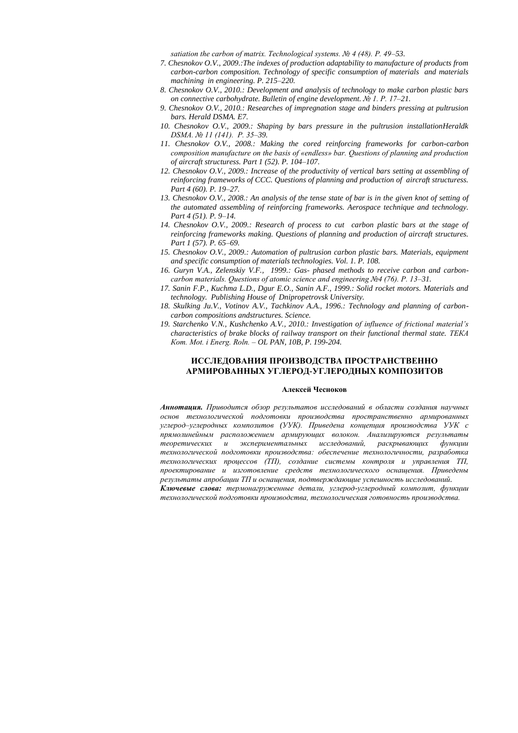*satiation the carbon of matrix. Technological systems. № 4 (48). P. 49–53.*

7. *Chesnokov O.V., 2009.:The indexes of production adaptability to manufacture of products from carbon-carbon composition. Technology of specific consumption of materials and materials machining in engineering. P. 215–220.*
8. *Chesnokov O.V., 2010.: Development and analysis of technology to make carbon plastic bars on connective carbohydrate. Bulletin of engine development. № 1. P. 17–21.*
9. *Chesnokov O.V., 2010.: Researches of impregnation stage and binders pressing at pultrusion bars. Herald DSMA. E7.*
10. *Chesnokov O.V., 2009.: Shaping by bars pressure in the pultrusion installationHeraldk DSMA. № 11 (141). P. 35–39.*
11. *Chesnokov O.V., 2008.: Making the cored reinforcing frameworks for carbon-carbon composition manufacture on the basis of «endless» bar. Questions of planning and production of aircraft structuress. Part 1 (52). P. 104–107.*
12. *Chesnokov O.V., 2009.: Increase of the productivity of vertical bars setting at assembling of reinforcing frameworks of CCC. Questions of planning and production of aircraft structuress. Part 4 (60). P. 19–27.*
13. *Chesnokov O.V., 2008.: An analysis of the tense state of bar is in the given knot of setting of the automated assembling of reinforcing frameworks. Aerospace technique and technology. Part 4 (51). P. 9–14.*
14. *Chesnokov O.V., 2009.: Research of process to cut carbon plastic bars at the stage of reinforcing frameworks making. Questions of planning and production of aircraft structures. Part 1 (57). P. 65–69.*
15. *Chesnokov O.V., 2009.: Automation of pultrusion carbon plastic bars. Materials, equipment and specific consumption of materials technologies. Vol. 1. P. 108.*
16. *Guryn V.A., Zelenskiy V.F., 1999.: Gas- phased methods to receive carbon and carbon-carbon materials. Questions of atomic science and engineering №4 (76). P. 13–31.*
17. *Sanin F.P., Kuchma L.D., Dgur E.O., Sanin A.F., 1999.: Solid rocket motors. Materials and technology. Publishing House of Dnipropetrovsk University.*
18. *Skulking Ju.V., Votinov A.V., Tachkinov A.A., 1996.: Technology and planning of carbon-carbon compositions andstructures. Science.*
19. *Starchenko V.N., Kushchenko A.V., 2010.: Investigation of influence of frictional material's characteristics of brake blocks of railway transport on their functional thermal state. TEKA Kom. Mot. i Energ. Roln. – OL PAN, 10B, P. 199-204.*

## ИССЛЕДОВАНИЯ ПРОИЗВОДСТВА ПРОСТРАНСТВЕННО АРМИРОВАННЫХ УГЛЕРОД-УГЛЕРОДНЫХ КОМПОЗИТОВ

**Алексей Чесноков**

***Аннотация.*** *Приводится обзор результатов исследований в области создания научных основ технологической подготовки производства пространственно армированных углерод–углеродных композитов (УУК). Приведена концепция производства УУК с прямолинейным расположением армирующих волокон. Анализируются результаты теоретических и экспериментальных исследований, раскрывающих функции технологической подготовки производства: обеспечение технологичности, разработка технологических процессов (ТП), создание системы контроля и управления ТП, проектирование и изготовление средств технологического оснащения. Приведены результаты апробации ТП и оснащения, подтверждающие успешность исследований.*

***Ключевые слова:*** *термонагруженные детали, углерод-углеродный композит, функции технологической подготовки производства, технологическая готовность производства.*